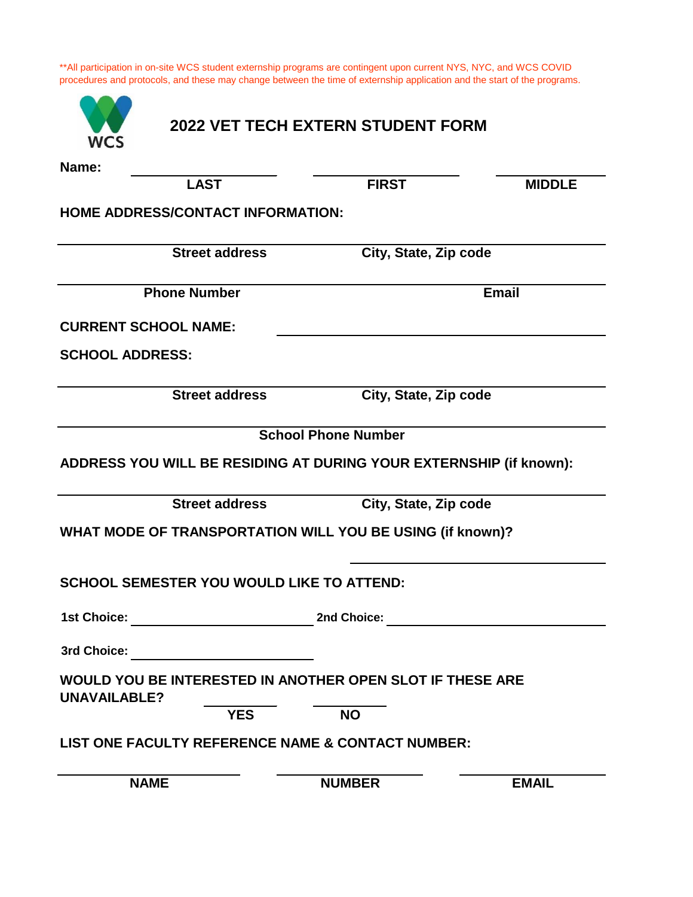**All participation in on-site WCS student externship programs are contingent upon current NYS, NYC, and WCS COVID procedures and protocols, and these may change between the time of externship application and the start of the programs.

WCS

# 2022 VET TECH EXTERN STUDENT FORM

**Name:** ____________________ ____________________ ____________________

**LAST** **FIRST** **MIDDLE**

**HOME ADDRESS/CONTACT INFORMATION:**

______________________________________________________________

**Street address** **City, State, Zip code**

______________________________________________________________

**Phone Number** **Email**

**CURRENT SCHOOL NAME:** ______________________________

**SCHOOL ADDRESS:**

______________________________________________________________

**Street address** **City, State, Zip code**

______________________________________________________________

**School Phone Number**

**ADDRESS YOU WILL BE RESIDING AT DURING YOUR EXTERNSHIP (if known):**

______________________________________________________________

**Street address** **City, State, Zip code**

**WHAT MODE OF TRANSPORTATION WILL YOU BE USING (if known)?**

______________________________

**SCHOOL SEMESTER YOU WOULD LIKE TO ATTEND:**

**1st Choice:** ____________________ **2nd Choice:** ____________________

**3rd Choice:** ____________________

**WOULD YOU BE INTERESTED IN ANOTHER OPEN SLOT IF THESE ARE UNAVAILABLE?** __________ __________

**YES** **NO**

**LIST ONE FACULTY REFERENCE NAME & CONTACT NUMBER:**

____________________ ____________________ ____________________

**NAME** **NUMBER** **EMAIL**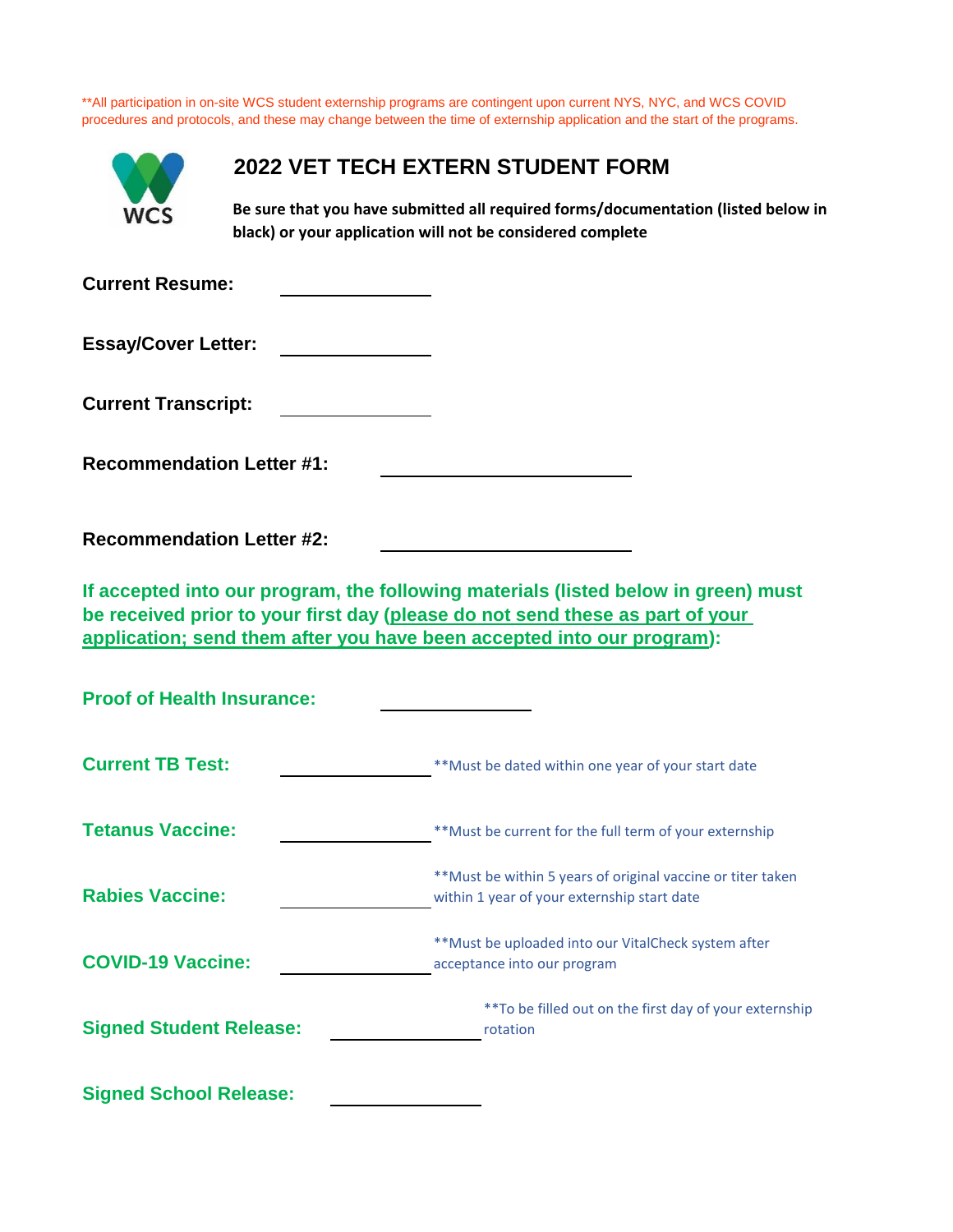**All participation in on-site WCS student externship programs are contingent upon current NYS, NYC, and WCS COVID procedures and protocols, and these may change between the time of externship application and the start of the programs.

# 2022 VET TECH EXTERN STUDENT FORM

**Be sure that you have submitted all required forms/documentation (listed below in black) or your application will not be considered complete**

**Current Resume:** ______________

**Essay/Cover Letter:** ______________

**Current Transcript:** ______________

**Recommendation Letter #1:** ______________________

**Recommendation Letter #2:** ______________________

**If accepted into our program, the following materials (listed below in green) must be received prior to your first day (please do not send these as part of your application; send them after you have been accepted into our program):**

**Proof of Health Insurance:** ______________

**Current TB Test:** ______________ **Must be dated within one year of your start date

**Tetanus Vaccine:** ______________ **Must be current for the full term of your externship

**Rabies Vaccine:** ______________ **Must be within 5 years of original vaccine or titer taken within 1 year of your externship start date

**COVID-19 Vaccine:** ______________ **Must be uploaded into our VitalCheck system after acceptance into our program

**Signed Student Release:** ______________ **To be filled out on the first day of your externship rotation

**Signed School Release:** ______________